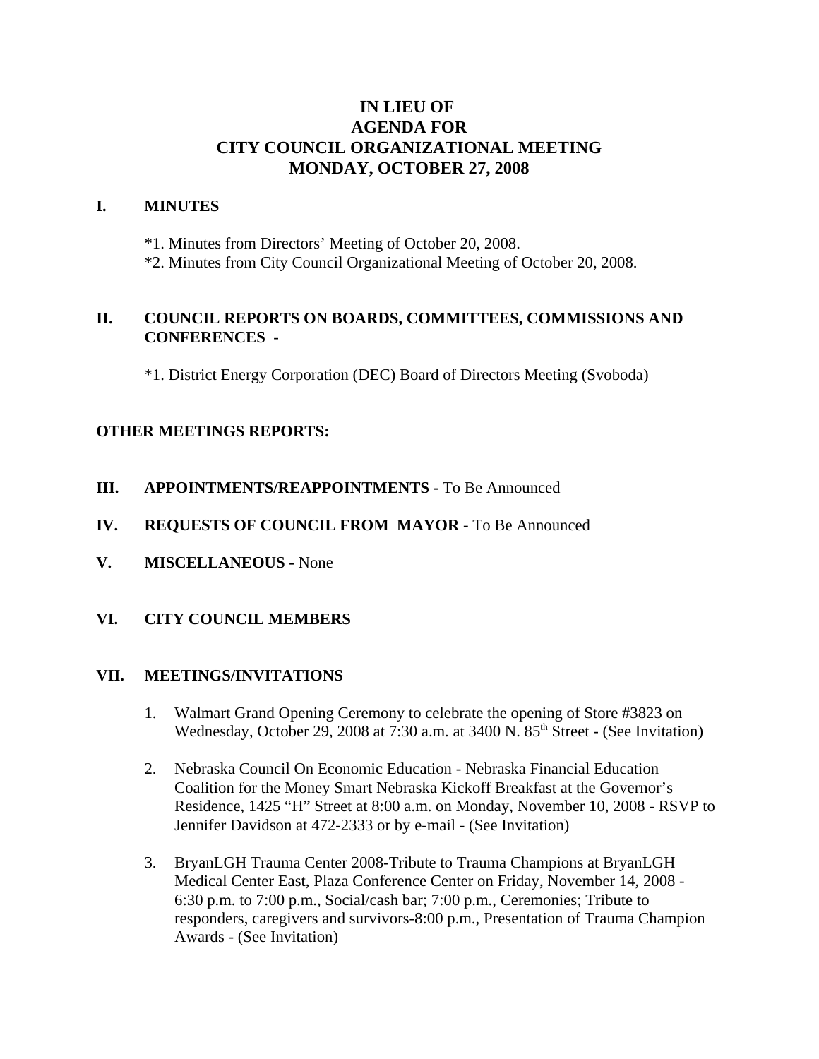# IN LIEU OF
# AGENDA FOR
# CITY COUNCIL ORGANIZATIONAL MEETING
# MONDAY, OCTOBER 27, 2008

## I. MINUTES

*1. Minutes from Directors' Meeting of October 20, 2008.
*2. Minutes from City Council Organizational Meeting of October 20, 2008.

## II. COUNCIL REPORTS ON BOARDS, COMMITTEES, COMMISSIONS AND CONFERENCES -

*1. District Energy Corporation (DEC) Board of Directors Meeting (Svoboda)

**OTHER MEETINGS REPORTS:**

## III. APPOINTMENTS/REAPPOINTMENTS - To Be Announced

## IV. REQUESTS OF COUNCIL FROM MAYOR - To Be Announced

## V. MISCELLANEOUS - None

## VI. CITY COUNCIL MEMBERS

## VII. MEETINGS/INVITATIONS

1. Walmart Grand Opening Ceremony to celebrate the opening of Store #3823 on Wednesday, October 29, 2008 at 7:30 a.m. at 3400 N. 85th Street - (See Invitation)

2. Nebraska Council On Economic Education - Nebraska Financial Education Coalition for the Money Smart Nebraska Kickoff Breakfast at the Governor's Residence, 1425 "H" Street at 8:00 a.m. on Monday, November 10, 2008 - RSVP to Jennifer Davidson at 472-2333 or by e-mail - (See Invitation)

3. BryanLGH Trauma Center 2008-Tribute to Trauma Champions at BryanLGH Medical Center East, Plaza Conference Center on Friday, November 14, 2008 - 6:30 p.m. to 7:00 p.m., Social/cash bar; 7:00 p.m., Ceremonies; Tribute to responders, caregivers and survivors-8:00 p.m., Presentation of Trauma Champion Awards - (See Invitation)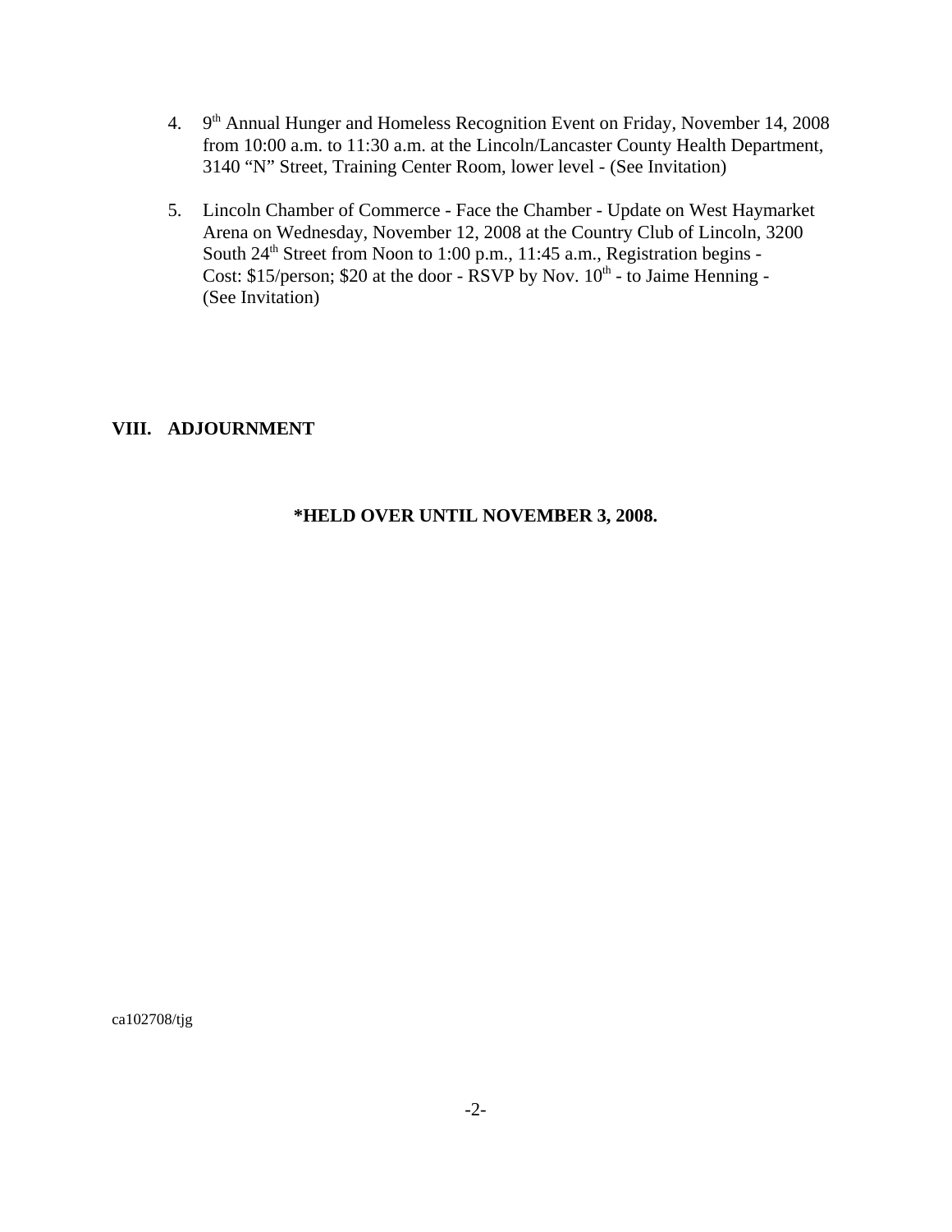4. 9th Annual Hunger and Homeless Recognition Event on Friday, November 14, 2008 from 10:00 a.m. to 11:30 a.m. at the Lincoln/Lancaster County Health Department, 3140 "N" Street, Training Center Room, lower level - (See Invitation)

5. Lincoln Chamber of Commerce - Face the Chamber - Update on West Haymarket Arena on Wednesday, November 12, 2008 at the Country Club of Lincoln, 3200 South 24th Street from Noon to 1:00 p.m., 11:45 a.m., Registration begins - Cost: $15/person; $20 at the door - RSVP by Nov. 10th - to Jaime Henning - (See Invitation)

## VIII. ADJOURNMENT

**\*HELD OVER UNTIL NOVEMBER 3, 2008.**

ca102708/tjg